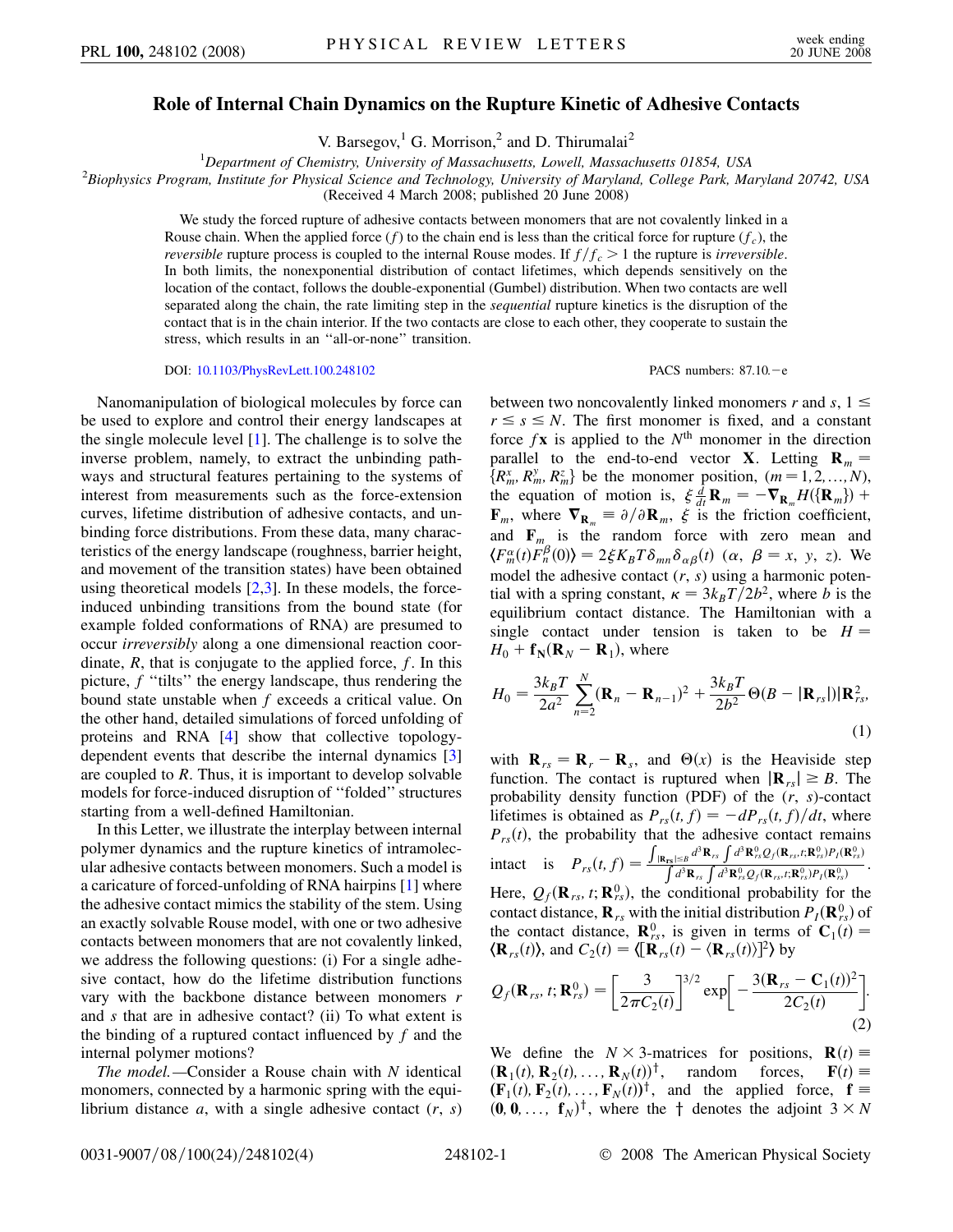# Role of Internal Chain Dynamics on the Rupture Kinetic of Adhesive Contacts

V. Barsegov,[1] G. Morrison,[2] and D. Thirumalai[2]

[1]*Department of Chemistry, University of Massachusetts, Lowell, Massachusetts 01854, USA*

[2]*Biophysics Program, Institute for Physical Science and Technology, University of Maryland, College Park, Maryland 20742, USA*

(Received 4 March 2008; published 20 June 2008)

We study the forced rupture of adhesive contacts between monomers that are not covalently linked in a Rouse chain. When the applied force ($f$) to the chain end is less than the critical force for rupture ($f_c$), the *reversible* rupture process is coupled to the internal Rouse modes. If $f/f_c > 1$ the rupture is *irreversible*. In both limits, the nonexponential distribution of contact lifetimes, which depends sensitively on the location of the contact, follows the double-exponential (Gumbel) distribution. When two contacts are well separated along the chain, the rate limiting step in the *sequential* rupture kinetics is the disruption of the contact that is in the chain interior. If the two contacts are close to each other, they cooperate to sustain the stress, which results in an "all-or-none" transition.

DOI: 10.1103/PhysRevLett.100.248102 PACS numbers: 87.10.−e

Nanomanipulation of biological molecules by force can be used to explore and control their energy landscapes at the single molecule level [1]. The challenge is to solve the inverse problem, namely, to extract the unbinding pathways and structural features pertaining to the systems of interest from measurements such as the force-extension curves, lifetime distribution of adhesive contacts, and unbinding force distributions. From these data, many characteristics of the energy landscape (roughness, barrier height, and movement of the transition states) have been obtained using theoretical models [2,3]. In these models, the force-induced unbinding transitions from the bound state (for example folded conformations of RNA) are presumed to occur *irreversibly* along a one dimensional reaction coordinate, $R$, that is conjugate to the applied force, $f$. In this picture, $f$ "tilts" the energy landscape, thus rendering the bound state unstable when $f$ exceeds a critical value. On the other hand, detailed simulations of forced unfolding of proteins and RNA [4] show that collective topology-dependent events that describe the internal dynamics [3] are coupled to $R$. Thus, it is important to develop solvable models for force-induced disruption of "folded" structures starting from a well-defined Hamiltonian.

In this Letter, we illustrate the interplay between internal polymer dynamics and the rupture kinetics of intramolecular adhesive contacts between monomers. Such a model is a caricature of forced-unfolding of RNA hairpins [1] where the adhesive contact mimics the stability of the stem. Using an exactly solvable Rouse model, with one or two adhesive contacts between monomers that are not covalently linked, we address the following questions: (i) For a single adhesive contact, how do the lifetime distribution functions vary with the backbone distance between monomers $r$ and $s$ that are in adhesive contact? (ii) To what extent is the binding of a ruptured contact influenced by $f$ and the internal polymer motions?

*The model.*—Consider a Rouse chain with $N$ identical monomers, connected by a harmonic spring with the equilibrium distance $a$, with a single adhesive contact $(r, s)$ between two noncovalently linked monomers $r$ and $s$, $1 \leq r \leq s \leq N$. The first monomer is fixed, and a constant force $f\mathbf{x}$ is applied to the $N^{\text{th}}$ monomer in the direction parallel to the end-to-end vector $\mathbf{X}$. Letting $\mathbf{R}_m = \{R_m^x, R_m^y, R_m^z\}$ be the monomer position, $(m = 1, 2, \ldots, N)$, the equation of motion is, $\xi \frac{d}{dt}\mathbf{R}_m = -\nabla_{\mathbf{R}_m} H(\{\mathbf{R}_m\}) + \mathbf{F}_m$, where $\nabla_{\mathbf{R}_m} \equiv \partial/\partial \mathbf{R}_m$, $\xi$ is the friction coefficient, and $\mathbf{F}_m$ is the random force with zero mean and $\langle F_m^\alpha(t) F_n^\beta(0)\rangle = 2\xi K_B T \delta_{mn}\delta_{\alpha\beta}(t)$ ($\alpha$, $\beta = x$, $y$, $z$). We model the adhesive contact $(r, s)$ using a harmonic potential with a spring constant, $\kappa = 3k_BT/2b^2$, where $b$ is the equilibrium contact distance. The Hamiltonian with a single contact under tension is taken to be $H = H_0 + \mathbf{f}_\mathbf{N}(\mathbf{R}_N - \mathbf{R}_1)$, where

$$H_0 = \frac{3k_BT}{2a^2}\sum_{n=2}^{N}(\mathbf{R}_n - \mathbf{R}_{n-1})^2 + \frac{3k_BT}{2b^2}\Theta(B - |\mathbf{R}_{rs}|)|\mathbf{R}_{rs}|^2, \tag{1}$$

with $\mathbf{R}_{rs} = \mathbf{R}_r - \mathbf{R}_s$, and $\Theta(x)$ is the Heaviside step function. The contact is ruptured when $|\mathbf{R}_{rs}| \geq B$. The probability density function (PDF) of the $(r, s)$-contact lifetimes is obtained as $P_{rs}(t, f) = -dP_{rs}(t, f)/dt$, where $P_{rs}(t)$, the probability that the adhesive contact remains intact is $P_{rs}(t, f) = \frac{\int_{|\mathbf{R}_{rs}| \leq B} d^3\mathbf{R}_{rs} \int d^3\mathbf{R}_{rs}^0 Q_f(\mathbf{R}_{rs}, t; \mathbf{R}_{rs}^0) P_I(\mathbf{R}_{rs}^0)}{\int d^3\mathbf{R}_{rs} \int d^3\mathbf{R}_{rs}^0 Q_f(\mathbf{R}_{rs}, t; \mathbf{R}_{rs}^0) P_I(\mathbf{R}_{rs}^0)}$. Here, $Q_f(\mathbf{R}_{rs}, t; \mathbf{R}_{rs}^0)$, the conditional probability for the contact distance, $\mathbf{R}_{rs}$ with the initial distribution $P_I(\mathbf{R}_{rs}^0)$ of the contact distance, $\mathbf{R}_{rs}^0$, is given in terms of $\mathbf{C}_1(t) = \langle \mathbf{R}_{rs}(t)\rangle$, and $C_2(t) = \langle [\mathbf{R}_{rs}(t) - \langle \mathbf{R}_{rs}(t)\rangle]^2\rangle$ by

$$Q_f(\mathbf{R}_{rs}, t; \mathbf{R}_{rs}^0) = \left[\frac{3}{2\pi C_2(t)}\right]^{3/2} \exp\left[-\frac{3(\mathbf{R}_{rs} - \mathbf{C}_1(t))^2}{2C_2(t)}\right]. \tag{2}$$

We define the $N \times 3$-matrices for positions, $\mathbf{R}(t) \equiv (\mathbf{R}_1(t), \mathbf{R}_2(t), \ldots, \mathbf{R}_N(t))^\dagger$, random forces, $\mathbf{F}(t) \equiv (\mathbf{F}_1(t), \mathbf{F}_2(t), \ldots, \mathbf{F}_N(t))^\dagger$, and the applied force, $\mathbf{f} \equiv (\mathbf{0}, \mathbf{0}, \ldots, \mathbf{f}_N)^\dagger$, where the $\dagger$ denotes the adjoint $3 \times N$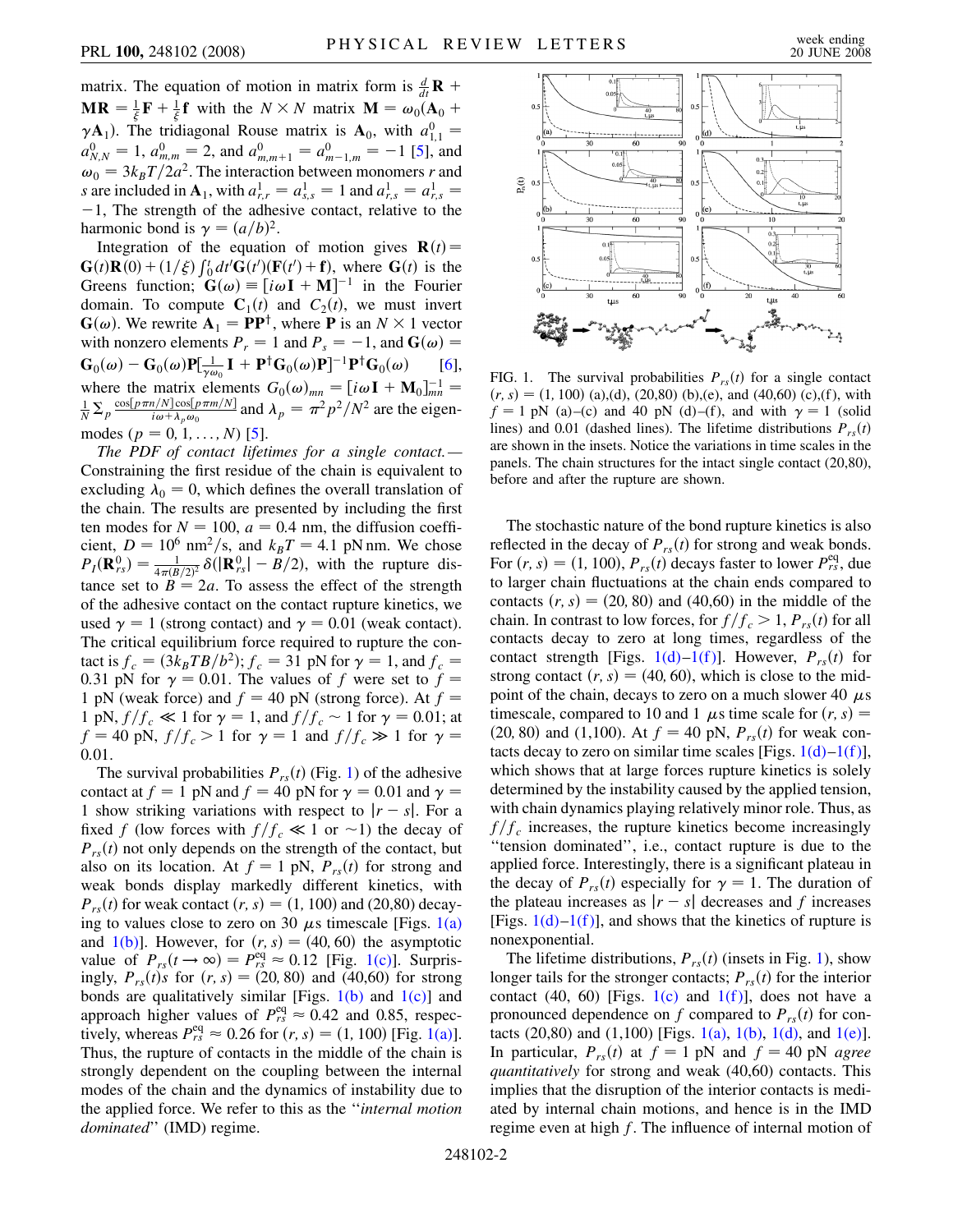matrix. The equation of motion in matrix form is $\frac{d}{dt}\mathbf{R} + \mathbf{M}\mathbf{R} = \frac{1}{\xi}\mathbf{F} + \frac{1}{\xi}\mathbf{f}$ with the $N \times N$ matrix $\mathbf{M} = \omega_0(\mathbf{A}_0 + \gamma\mathbf{A}_1)$. The tridiagonal Rouse matrix is $\mathbf{A}_0$, with $a^0_{1,1} = a^0_{N,N} = 1$, $a^0_{m,m} = 2$, and $a^0_{m,m+1} = a^0_{m-1,m} = -1$ [5], and $\omega_0 = 3k_BT/2a^2$. The interaction between monomers $r$ and $s$ are included in $\mathbf{A}_1$, with $a^1_{r,r} = a^1_{s,s} = 1$ and $a^1_{r,s} = a^1_{r,s} = -1$, The strength of the adhesive contact, relative to the harmonic bond is $\gamma = (a/b)^2$.

Integration of the equation of motion gives $\mathbf{R}(t) = \mathbf{G}(t)\mathbf{R}(0) + (1/\xi)\int_0^t dt'\mathbf{G}(t')(\mathbf{F}(t') + \mathbf{f})$, where $\mathbf{G}(t)$ is the Greens function; $\mathbf{G}(\omega) \equiv [i\omega\mathbf{I} + \mathbf{M}]^{-1}$ in the Fourier domain. To compute $\mathbf{C}_1(t)$ and $C_2(t)$, we must invert $\mathbf{G}(\omega)$. We rewrite $\mathbf{A}_1 = \mathbf{P}\mathbf{P}^\dagger$, where $\mathbf{P}$ is an $N \times 1$ vector with nonzero elements $P_r = 1$ and $P_s = -1$, and $\mathbf{G}(\omega) = \mathbf{G}_0(\omega) - \mathbf{G}_0(\omega)\mathbf{P}[\frac{1}{\gamma\omega_0}\mathbf{I} + \mathbf{P}^\dagger\mathbf{G}_0(\omega)\mathbf{P}]^{-1}\mathbf{P}^\dagger\mathbf{G}_0(\omega)$ [6], where the matrix elements $G_0(\omega)_{mn} = [i\omega\mathbf{I} + \mathbf{M}_0]^{-1}_{mn} = \frac{1}{N}\sum_p \frac{\cos[p\pi n/N]\cos[p\pi m/N]}{i\omega + \lambda_p\omega_0}$ and $\lambda_p = \pi^2p^2/N^2$ are the eigenmodes ($p = 0, 1, \ldots, N$) [5].

*The PDF of contact lifetimes for a single contact.*— Constraining the first residue of the chain is equivalent to excluding $\lambda_0 = 0$, which defines the overall translation of the chain. The results are presented by including the first ten modes for $N = 100$, $a = 0.4$ nm, the diffusion coefficient, $D = 10^6$ nm$^2$/s, and $k_BT = 4.1$ pN nm. We chose $P_I(\mathbf{R}^0_{rs}) = \frac{1}{4\pi(B/2)^2}\delta(|\mathbf{R}^0_{rs}| - B/2)$, with the rupture distance set to $B = 2a$. To assess the effect of the strength of the adhesive contact on the contact rupture kinetics, we used $\gamma = 1$ (strong contact) and $\gamma = 0.01$ (weak contact). The critical equilibrium force required to rupture the contact is $f_c = (3k_BTB/b^2)$; $f_c = 31$ pN for $\gamma = 1$, and $f_c = 0.31$ pN for $\gamma = 0.01$. The values of $f$ were set to $f = 1$ pN (weak force) and $f = 40$ pN (strong force). At $f = 1$ pN, $f/f_c \ll 1$ for $\gamma = 1$, and $f/f_c \sim 1$ for $\gamma = 0.01$; at $f = 40$ pN, $f/f_c > 1$ for $\gamma = 1$ and $f/f_c \gg 1$ for $\gamma = 0.01$.

The survival probabilities $P_{rs}(t)$ (Fig. 1) of the adhesive contact at $f = 1$ pN and $f = 40$ pN for $\gamma = 0.01$ and $\gamma = 1$ show striking variations with respect to $|r - s|$. For a fixed $f$ (low forces with $f/f_c \ll 1$ or $\sim 1$) the decay of $P_{rs}(t)$ not only depends on the strength of the contact, but also on its location. At $f = 1$ pN, $P_{rs}(t)$ for strong and weak bonds display markedly different kinetics, with $P_{rs}(t)$ for weak contact $(r, s) = (1, 100)$ and (20,80) decaying to values close to zero on 30 $\mu$s timescale [Figs. 1(a) and 1(b)]. However, for $(r, s) = (40, 60)$ the asymptotic value of $P_{rs}(t \to \infty) = P^{\rm eq}_{rs} \approx 0.12$ [Fig. 1(c)]. Surprisingly, $P_{rs}(t)$s for $(r, s) = (20, 80)$ and (40,60) for strong bonds are qualitatively similar [Figs. 1(b) and 1(c)] and approach higher values of $P^{\rm eq}_{rs} \approx 0.42$ and 0.85, respectively, whereas $P^{\rm eq}_{rs} \approx 0.26$ for $(r, s) = (1, 100)$ [Fig. 1(a)]. Thus, the rupture of contacts in the middle of the chain is strongly dependent on the coupling between the internal modes of the chain and the dynamics of instability due to the applied force. We refer to this as the "*internal motion dominated*" (IMD) regime.

FIG. 1. The survival probabilities $P_{rs}(t)$ for a single contact $(r, s) = (1, 100)$ (a),(d), (20,80) (b),(e), and (40,60) (c),(f), with $f = 1$ pN (a)–(c) and 40 pN (d)–(f), and with $\gamma = 1$ (solid lines) and 0.01 (dashed lines). The lifetime distributions $P_{rs}(t)$ are shown in the insets. Notice the variations in time scales in the panels. The chain structures for the intact single contact (20,80), before and after the rupture are shown.

The stochastic nature of the bond rupture kinetics is also reflected in the decay of $P_{rs}(t)$ for strong and weak bonds. For $(r, s) = (1, 100)$, $P_{rs}(t)$ decays faster to lower $P^{\rm eq}_{rs}$, due to larger chain fluctuations at the chain ends compared to contacts $(r, s) = (20, 80)$ and (40,60) in the middle of the chain. In contrast to low forces, for $f/f_c > 1$, $P_{rs}(t)$ for all contacts decay to zero at long times, regardless of the contact strength [Figs. 1(d)–1(f)]. However, $P_{rs}(t)$ for strong contact $(r, s) = (40, 60)$, which is close to the midpoint of the chain, decays to zero on a much slower 40 $\mu$s timescale, compared to 10 and 1 $\mu$s time scale for $(r, s) = (20, 80)$ and (1,100). At $f = 40$ pN, $P_{rs}(t)$ for weak contacts decay to zero on similar time scales [Figs. 1(d)–1(f)], which shows that at large forces rupture kinetics is solely determined by the instability caused by the applied tension, with chain dynamics playing relatively minor role. Thus, as $f/f_c$ increases, the rupture kinetics become increasingly "tension dominated", i.e., contact rupture is due to the applied force. Interestingly, there is a significant plateau in the decay of $P_{rs}(t)$ especially for $\gamma = 1$. The duration of the plateau increases as $|r - s|$ decreases and $f$ increases [Figs. 1(d)–1(f)], and shows that the kinetics of rupture is nonexponential.

The lifetime distributions, $P_{rs}(t)$ (insets in Fig. 1), show longer tails for the stronger contacts; $P_{rs}(t)$ for the interior contact (40, 60) [Figs. 1(c) and 1(f)], does not have a pronounced dependence on $f$ compared to $P_{rs}(t)$ for contacts (20,80) and (1,100) [Figs. 1(a), 1(b), 1(d), and 1(e)]. In particular, $P_{rs}(t)$ at $f = 1$ pN and $f = 40$ pN *agree quantitatively* for strong and weak (40,60) contacts. This implies that the disruption of the interior contacts is mediated by internal chain motions, and hence is in the IMD regime even at high $f$. The influence of internal motion of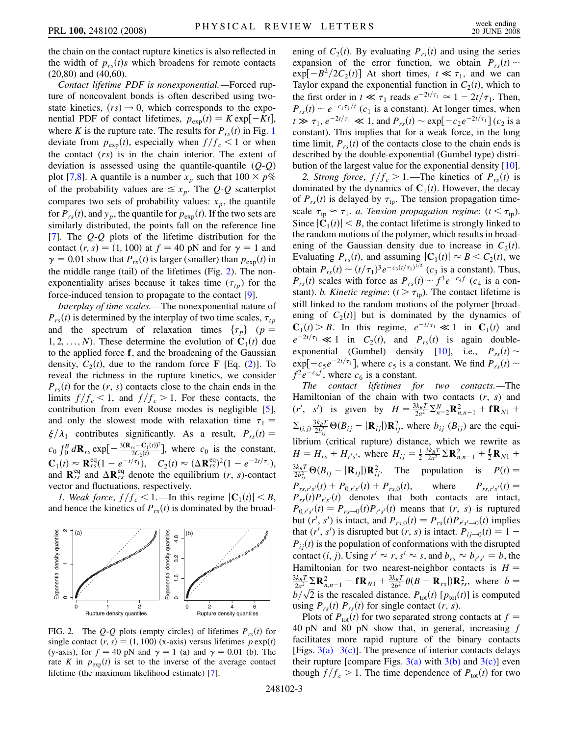the chain on the contact rupture kinetics is also reflected in the width of $p_{rs}(t)$s which broadens for remote contacts (20,80) and (40,60).

*Contact lifetime PDF is nonexponential.*—Forced rupture of noncovalent bonds is often described using two-state kinetics, $(rs) \to 0$, which corresponds to the exponential PDF of contact lifetimes, $p_{\exp}(t) = K\exp[-Kt]$, where $K$ is the rupture rate. The results for $P_{rs}(t)$ in Fig. 1 deviate from $p_{\exp}(t)$, especially when $f/f_c < 1$ or when the contact $(rs)$ is in the chain interior. The extent of deviation is assessed using the quantile-quantile ($Q$-$Q$) plot [7,8]. A quantile is a number $x_p$ such that $100 \times p\%$ of the probability values are $\leq x_p$. The $Q$-$Q$ scatterplot compares two sets of probability values: $x_p$, the quantile for $P_{rs}(t)$, and $y_p$, the quantile for $p_{\exp}(t)$. If the two sets are similarly distributed, the points fall on the reference line [7]. The $Q$-$Q$ plots of the lifetime distribution for the contact $(r, s) = (1, 100)$ at $f = 40$ pN and for $\gamma = 1$ and $\gamma = 0.01$ show that $P_{rs}(t)$ is larger (smaller) than $p_{\exp}(t)$ in the middle range (tail) of the lifetimes (Fig. 2). The nonexponentiality arises because it takes time ($\tau_{tp}$) for the force-induced tension to propagate to the contact [9].

*Interplay of time scales.*—The nonexponential nature of $P_{rs}(t)$ is determined by the interplay of two time scales, $\tau_{tp}$ and the spectrum of relaxation times $\{\tau_p\}$ ($p = 1, 2, \ldots, N$). These determine the evolution of $\mathbf{C}_1(t)$ due to the applied force $\mathbf{f}$, and the broadening of the Gaussian density, $C_2(t)$, due to the random force $\mathbf{F}$ [Eq. (2)]. To reveal the richness in the rupture kinetics, we consider $P_{rs}(t)$ for the $(r, s)$ contacts close to the chain ends in the limits $f/f_c < 1$, and $f/f_c > 1$. For these contacts, the contribution from even Rouse modes is negligible [5], and only the slowest mode with relaxation time $\tau_1 = \xi/\lambda_1$ contributes significantly. As a result, $P_{rs}(t) = c_0 \int_0^B d\mathbf{R}_{rs} \exp[-\frac{3(\mathbf{R}_{rs} - \mathbf{C}_1(t))^2}{2C_2(t)}]$, where $c_0$ is the constant, $\mathbf{C}_1(t) \approx \mathbf{R}_{rs}^{\text{eq}}(1 - e^{-t/\tau_1})$, $C_2(t) \approx (\Delta\mathbf{R}_{rs}^{\text{eq}})^2(1 - e^{-2t/\tau_1})$, and $\mathbf{R}_{rs}^{\text{eq}}$ and $\Delta\mathbf{R}_{rs}^{\text{eq}}$ denote the equilibrium $(r, s)$-contact vector and fluctuations, respectively.

*1. Weak force*, $f/f_c < 1$.—In this regime $|\mathbf{C}_1(t)| < B$, and hence the kinetics of $P_{rs}(t)$ is dominated by the broadening of $C_2(t)$. By evaluating $P_{rs}(t)$ and using the series expansion of the error function, we obtain $P_{rs}(t) \sim \exp[-B^2/2C_2(t)]$ At short times, $t \ll \tau_1$, and we can Taylor expand the exponential function in $C_2(t)$, which to the first order in $t \ll \tau_1$ reads $e^{-2t/\tau_1} \approx 1 - 2t/\tau_1$. Then, $P_{rs}(t) \sim e^{-c_1\tau_1/t}$ ($c_1$ is a constant). At longer times, when $t \gg \tau_1$, $e^{-2t/\tau_1} \ll 1$, and $P_{rs}(t) \sim \exp[-c_2 e^{-2t/\tau_1}]$ ($c_2$ is a constant). This implies that for a weak force, in the long time limit, $P_{rs}(t)$ of the contacts close to the chain ends is described by the double-exponential (Gumbel type) distribution of the largest value for the exponential density [10].

*2. Strong force*, $f/f_c > 1$.—The kinetics of $P_{rs}(t)$ is dominated by the dynamics of $\mathbf{C}_1(t)$. However, the decay of $P_{rs}(t)$ is delayed by $\tau_{\text{tp}}$. The tension propagation timescale $\tau_{\text{tp}} \approx \tau_1$. *a. Tension propagation regime*: ($t < \tau_{\text{tp}}$). Since $|\mathbf{C}_1(t)| < B$, the contact lifetime is strongly linked to the random motions of the polymer, which results in broadening of the Gaussian density due to increase in $C_2(t)$. Evaluating $P_{rs}(t)$, and assuming $|\mathbf{C}_1(t)| \approx B < C_2(t)$, we obtain $P_{rs}(t) \sim (t/\tau_1)^3 e^{-c_3(t/\tau_1)^{1/2}}$ ($c_3$ is a constant). Thus, $P_{rs}(t)$ scales with force as $P_{rs}(t) \sim f^3 e^{-c_4 f}$ ($c_4$ is a constant). *b. Kinetic regime*: ($t > \tau_{\text{tp}}$). The contact lifetime is still linked to the random motions of the polymer [broadening of $C_2(t)$] but is dominated by the dynamics of $\mathbf{C}_1(t) > B$. In this regime, $e^{-t/\tau_1} \ll 1$ in $\mathbf{C}_1(t)$ and $e^{-2t/\tau_1} \ll 1$ in $C_2(t)$, and $P_{rs}(t)$ is again double-exponential (Gumbel) density [10], i.e., $P_{rs}(t) \sim \exp[-c_5 e^{-2t/\tau_1}]$, where $c_5$ is a constant. We find $P_{rs}(t) \sim f^2 e^{-c_6 f}$, where $c_6$ is a constant.

*The contact lifetimes for two contacts.*—The Hamiltonian of the chain with two contacts $(r, s)$ and $(r', s')$ is given by $H = \frac{3k_BT}{2a^2}\sum_{n=2}^N \mathbf{R}_{n,n-1}^2 + \mathbf{f}\mathbf{R}_{N1} + \sum_{(i,j)} \frac{3k_BT}{2b_{ij}^2}\Theta(B_{ij} - |\mathbf{R}_{ij}|)\mathbf{R}_{ij}^2$, where $b_{ij}$ ($B_{ij}$) are the equilibrium (critical rupture) distance, which we rewrite as $H = H_{rs} + H_{r's'}$, where $H_{ij} = \frac{1}{2}\frac{3k_BT}{2a^2}\sum \mathbf{R}_{n,n-1}^2 + \frac{\mathbf{f}}{2}\mathbf{R}_{N1} + \frac{3k_BT}{2b_{ij}^2}\Theta(B_{ij} - |\mathbf{R}_{ij}|)\mathbf{R}_{ij}^2$. The population is $P(t) = P_{rs,r's'}(t) + P_{0,r's'}(t) + P_{rs,0}(t)$, where $P_{rs,r's'}(t) = P_{rs}(t)P_{r's'}(t)$ denotes that both contacts are intact, $P_{0,r's'}(t) = P_{rs\to 0}(t)P_{r's'}(t)$ means that $(r, s)$ is ruptured but $(r', s')$ is intact, and $P_{rs,0}(t) = P_{rs}(t)P_{r's'\to 0}(t)$ implies that $(r', s')$ is disrupted but $(r, s)$ is intact. $P_{ij\to 0}(t) = 1 - P_{ij}(t)$ is the population of conformations with the disrupted contact $(i, j)$. Using $r' \approx r$, $s' \approx s$, and $b_{rs} \approx b_{r's'} = b$, the Hamiltonian for two nearest-neighbor contacts is $H = \frac{3k_BT}{2a^2}\sum \mathbf{R}_{n,n-1}^2 + \mathbf{f}\mathbf{R}_{N1} + \frac{3k_BT}{2\bar{b}^2}\theta(B - \mathbf{R}_{rs}|)\mathbf{R}_{rs}^2$, where $\bar{b} = b/\sqrt{2}$ is the rescaled distance. $P_{\text{tot}}(t)$ [$p_{\text{tot}}(t)$] is computed using $P_{rs}(t)$ $P_{rs}(t)$ for single contact $(r, s)$.

Plots of $P_{\text{tot}}(t)$ for two separated strong contacts at $f = 40$ pN and 80 pN show that, in general, increasing $f$ facilitates more rapid rupture of the binary contacts [Figs. 3(a)–3(c)]. The presence of interior contacts delays their rupture [compare Figs. 3(a) with 3(b) and 3(c)] even though $f/f_c > 1$. The time dependence of $P_{\text{tot}}(t)$ for two

FIG. 2. The $Q$-$Q$ plots (empty circles) of lifetimes $P_{rs}(t)$ for single contact $(r, s) = (1, 100)$ (x-axis) versus lifetimes $p\exp(t)$ (y-axis), for $f = 40$ pN and $\gamma = 1$ (a) and $\gamma = 0.01$ (b). The rate $K$ in $p_{\exp}(t)$ is set to the inverse of the average contact lifetime (the maximum likelihood estimate) [7].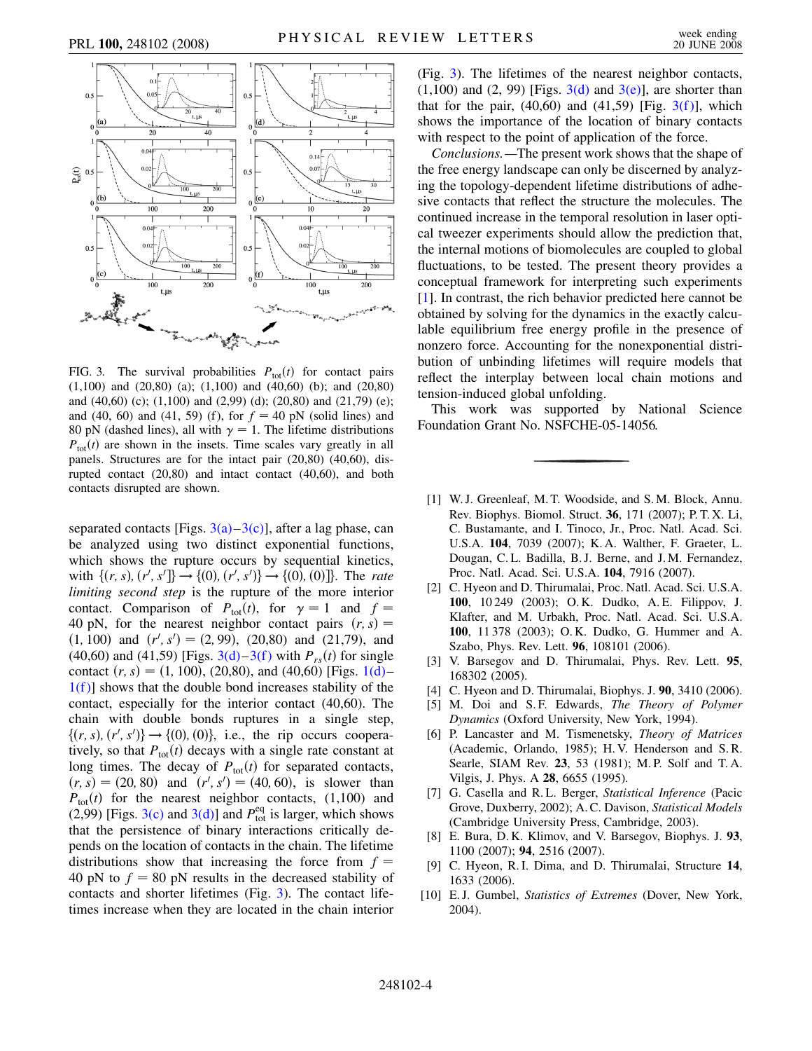FIG. 3. The survival probabilities $P_{tot}(t)$ for contact pairs (1,100) and (20,80) (a); (1,100) and (40,60) (b); and (20,80) and (40,60) (c); (1,100) and (2,99) (d); (20,80) and (21,79) (e); and (40, 60) and (41, 59) (f), for $f = 40$ pN (solid lines) and 80 pN (dashed lines), all with $\gamma = 1$. The lifetime distributions $P_{tot}(t)$ are shown in the insets. Time scales vary greatly in all panels. Structures are for the intact pair (20,80) (40,60), disrupted contact (20,80) and intact contact (40,60), and both contacts disrupted are shown.

separated contacts [Figs. 3(a)–3(c)], after a lag phase, can be analyzed using two distinct exponential functions, which shows the rupture occurs by sequential kinetics, with $\{(r, s), (r', s']\} \rightarrow \{(0), (r', s')\} \rightarrow \{(0), (0)]\}$. The *rate limiting second step* is the rupture of the more interior contact. Comparison of $P_{tot}(t)$, for $\gamma = 1$ and $f = 40$ pN, for the nearest neighbor contact pairs $(r, s) = (1, 100)$ and $(r', s') = (2, 99)$, (20,80) and (21,79), and (40,60) and (41,59) [Figs. 3(d)–3(f) with $P_{rs}(t)$ for single contact $(r, s) = (1, 100)$, (20,80), and (40,60) [Figs. 1(d)–1(f)] shows that the double bond increases stability of the contact, especially for the interior contact (40,60). The chain with double bonds ruptures in a single step, $\{(r, s), (r', s')\} \rightarrow \{(0), (0)\}$, i.e., the rip occurs cooperatively, so that $P_{tot}(t)$ decays with a single rate constant at long times. The decay of $P_{tot}(t)$ for separated contacts, $(r, s) = (20, 80)$ and $(r', s') = (40, 60)$, is slower than $P_{tot}(t)$ for the nearest neighbor contacts, (1,100) and (2,99) [Figs. 3(c) and 3(d)] and $P_{tot}^{eq}$ is larger, which shows that the persistence of binary interactions critically depends on the location of contacts in the chain. The lifetime distributions show that increasing the force from $f = 40$ pN to $f = 80$ pN results in the decreased stability of contacts and shorter lifetimes (Fig. 3). The contact lifetimes increase when they are located in the chain interior (Fig. 3). The lifetimes of the nearest neighbor contacts, (1,100) and (2, 99) [Figs. 3(d) and 3(e)], are shorter than that for the pair, (40,60) and (41,59) [Fig. 3(f)], which shows the importance of the location of binary contacts with respect to the point of application of the force.

*Conclusions.*—The present work shows that the shape of the free energy landscape can only be discerned by analyzing the topology-dependent lifetime distributions of adhesive contacts that reflect the structure the molecules. The continued increase in the temporal resolution in laser optical tweezer experiments should allow the prediction that, the internal motions of biomolecules are coupled to global fluctuations, to be tested. The present theory provides a conceptual framework for interpreting such experiments [1]. In contrast, the rich behavior predicted here cannot be obtained by solving for the dynamics in the exactly calculable equilibrium free energy profile in the presence of nonzero force. Accounting for the nonexponential distribution of unbinding lifetimes will require models that reflect the interplay between local chain motions and tension-induced global unfolding.

This work was supported by National Science Foundation Grant No. NSFCHE-05-14056.

[1] W. J. Greenleaf, M. T. Woodside, and S. M. Block, Annu. Rev. Biophys. Biomol. Struct. **36**, 171 (2007); P. T. X. Li, C. Bustamante, and I. Tinoco, Jr., Proc. Natl. Acad. Sci. U.S.A. **104**, 7039 (2007); K. A. Walther, F. Graeter, L. Dougan, C. L. Badilla, B. J. Berne, and J. M. Fernandez, Proc. Natl. Acad. Sci. U.S.A. **104**, 7916 (2007).

[2] C. Hyeon and D. Thirumalai, Proc. Natl. Acad. Sci. U.S.A. **100**, 10 249 (2003); O. K. Dudko, A. E. Filippov, J. Klafter, and M. Urbakh, Proc. Natl. Acad. Sci. U.S.A. **100**, 11 378 (2003); O. K. Dudko, G. Hummer and A. Szabo, Phys. Rev. Lett. **96**, 108101 (2006).

[3] V. Barsegov and D. Thirumalai, Phys. Rev. Lett. **95**, 168302 (2005).

[4] C. Hyeon and D. Thirumalai, Biophys. J. **90**, 3410 (2006).

[5] M. Doi and S. F. Edwards, *The Theory of Polymer Dynamics* (Oxford University, New York, 1994).

[6] P. Lancaster and M. Tismenetsky, *Theory of Matrices* (Academic, Orlando, 1985); H. V. Henderson and S. R. Searle, SIAM Rev. **23**, 53 (1981); M. P. Solf and T. A. Vilgis, J. Phys. A **28**, 6655 (1995).

[7] G. Casella and R. L. Berger, *Statistical Inference* (Pacic Grove, Duxberry, 2002); A. C. Davison, *Statistical Models* (Cambridge University Press, Cambridge, 2003).

[8] E. Bura, D. K. Klimov, and V. Barsegov, Biophys. J. **93**, 1100 (2007); **94**, 2516 (2007).

[9] C. Hyeon, R. I. Dima, and D. Thirumalai, Structure **14**, 1633 (2006).

[10] E. J. Gumbel, *Statistics of Extremes* (Dover, New York, 2004).